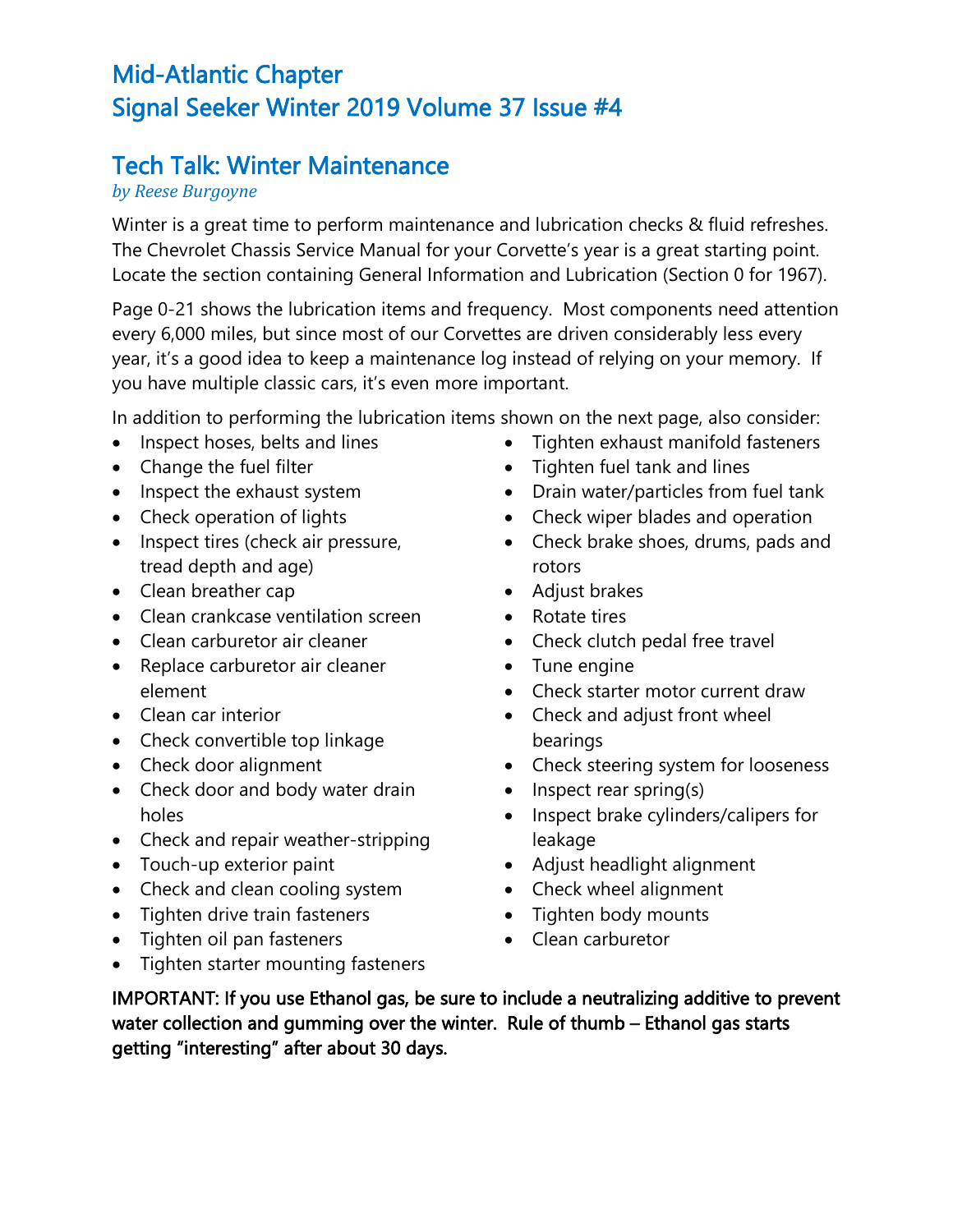# Mid-Atlantic Chapter
# Signal Seeker Winter 2019 Volume 37 Issue #4

## Tech Talk: Winter Maintenance

*by Reese Burgoyne*

Winter is a great time to perform maintenance and lubrication checks & fluid refreshes. The Chevrolet Chassis Service Manual for your Corvette's year is a great starting point. Locate the section containing General Information and Lubrication (Section 0 for 1967).

Page 0-21 shows the lubrication items and frequency. Most components need attention every 6,000 miles, but since most of our Corvettes are driven considerably less every year, it's a good idea to keep a maintenance log instead of relying on your memory. If you have multiple classic cars, it's even more important.

In addition to performing the lubrication items shown on the next page, also consider:

- Inspect hoses, belts and lines
- Change the fuel filter
- Inspect the exhaust system
- Check operation of lights
- Inspect tires (check air pressure, tread depth and age)
- Clean breather cap
- Clean crankcase ventilation screen
- Clean carburetor air cleaner
- Replace carburetor air cleaner element
- Clean car interior
- Check convertible top linkage
- Check door alignment
- Check door and body water drain holes
- Check and repair weather-stripping
- Touch-up exterior paint
- Check and clean cooling system
- Tighten drive train fasteners
- Tighten oil pan fasteners
- Tighten starter mounting fasteners
- Tighten exhaust manifold fasteners
- Tighten fuel tank and lines
- Drain water/particles from fuel tank
- Check wiper blades and operation
- Check brake shoes, drums, pads and rotors
- Adjust brakes
- Rotate tires
- Check clutch pedal free travel
- Tune engine
- Check starter motor current draw
- Check and adjust front wheel bearings
- Check steering system for looseness
- Inspect rear spring(s)
- Inspect brake cylinders/calipers for leakage
- Adjust headlight alignment
- Check wheel alignment
- Tighten body mounts
- Clean carburetor

**IMPORTANT: If you use Ethanol gas, be sure to include a neutralizing additive to prevent water collection and gumming over the winter. Rule of thumb – Ethanol gas starts getting "interesting" after about 30 days.**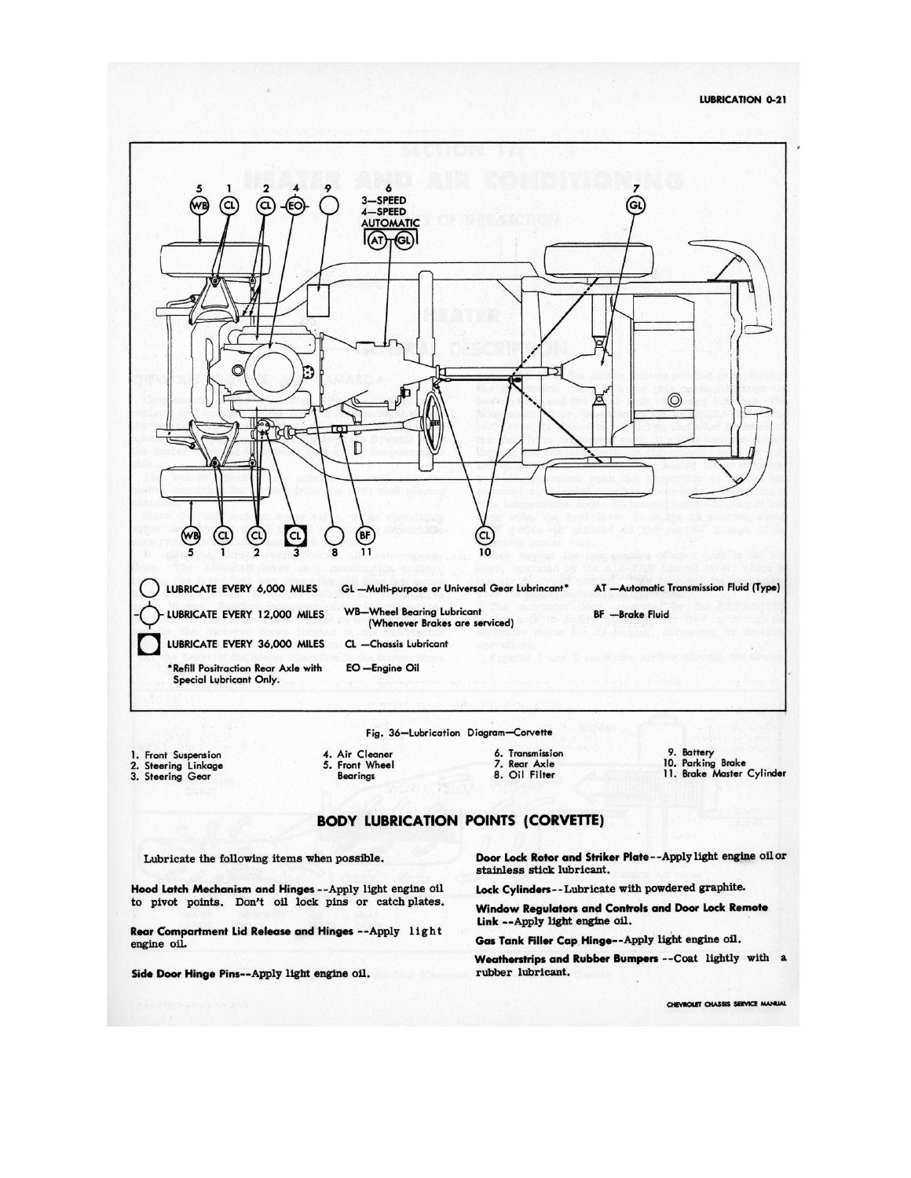5 1 2 4 9 6 7

WB CL CL EO 3—SPEED 4—SPEED AUTOMATIC AT GL GL

WB CL CL CL BF CL

5 1 2 3 8 11 10

LUBRICATE EVERY 6,000 MILES

LUBRICATE EVERY 12,000 MILES

LUBRICATE EVERY 36,000 MILES

*Refill Positraction Rear Axle with Special Lubricant Only.

GL —Multi-purpose or Universal Gear Lubricant*

WB—Wheel Bearing Lubricant (Whenever Brakes are serviced)

CL —Chassis Lubricant

EO —Engine Oil

AT —Automatic Transmission Fluid (Type)

BF —Brake Fluid

Fig. 36—Lubrication Diagram—Corvette

1. Front Suspension
2. Steering Linkage
3. Steering Gear
4. Air Cleaner
5. Front Wheel Bearings
6. Transmission
7. Rear Axle
8. Oil Filter
9. Battery
10. Parking Brake
11. Brake Master Cylinder

## BODY LUBRICATION POINTS (CORVETTE)

Lubricate the following items when possible.

**Hood Latch Mechanism and Hinges**--Apply light engine oil to pivot points. Don't oil lock pins or catch plates.

**Rear Compartment Lid Release and Hinges**--Apply light engine oil.

**Side Door Hinge Pins**--Apply light engine oil.

**Door Lock Rotor and Striker Plate**--Apply light engine oil or stainless stick lubricant.

**Lock Cylinders**--Lubricate with powdered graphite.

**Window Regulators and Controls and Door Lock Remote Link**--Apply light engine oil.

**Gas Tank Filler Cap Hinge**--Apply light engine oil.

**Weatherstrips and Rubber Bumpers**--Coat lightly with a rubber lubricant.